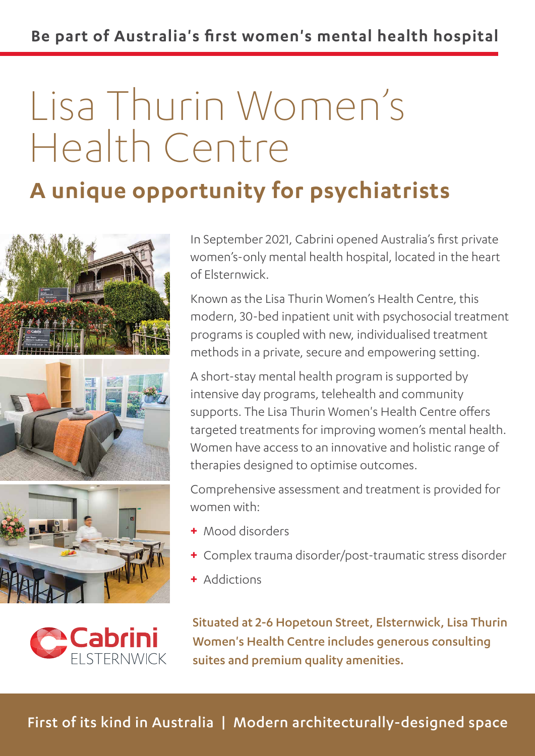**Be part of Australia's first women's mental health hospital**

# Lisa Thurin Women's Health Centre

## A unique opportunity for psychiatrists

In September 2021, Cabrini opened Australia's first private women's-only mental health hospital, located in the heart of Elsternwick.

Known as the Lisa Thurin Women's Health Centre, this modern, 30-bed inpatient unit with psychosocial treatment programs is coupled with new, individualised treatment methods in a private, secure and empowering setting.

A short-stay mental health program is supported by intensive day programs, telehealth and community supports. The Lisa Thurin Women's Health Centre offers targeted treatments for improving women's mental health. Women have access to an innovative and holistic range of therapies designed to optimise outcomes.

Comprehensive assessment and treatment is provided for women with:

- Mood disorders
- Complex trauma disorder/post-traumatic stress disorder
- Addictions

Cabrini ELSTERNWICK

**Situated at 2-6 Hopetoun Street, Elsternwick, Lisa Thurin Women's Health Centre includes generous consulting suites and premium quality amenities.**

First of its kind in Australia | Modern architecturally-designed space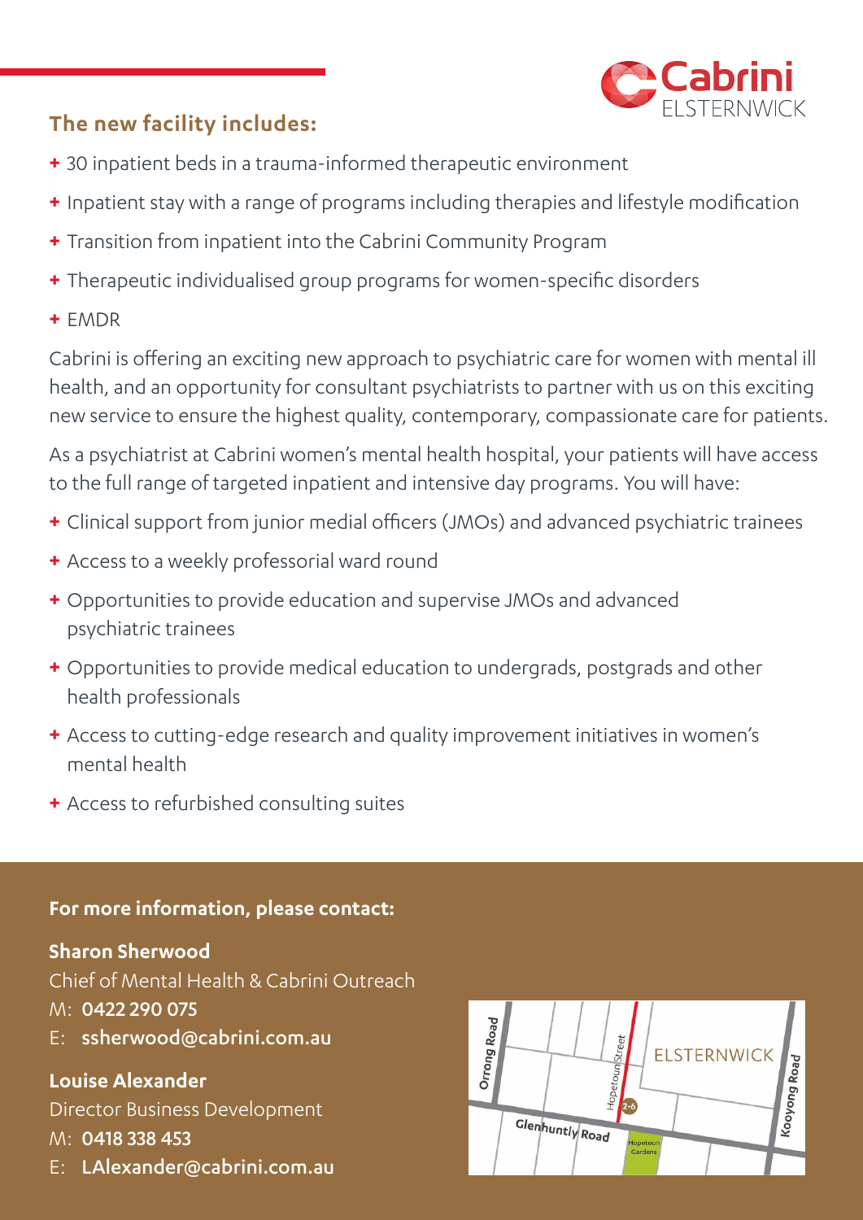Cabrini ELSTERNWICK

## The new facility includes:

- 30 inpatient beds in a trauma-informed therapeutic environment
- Inpatient stay with a range of programs including therapies and lifestyle modification
- Transition from inpatient into the Cabrini Community Program
- Therapeutic individualised group programs for women-specific disorders
- EMDR

Cabrini is offering an exciting new approach to psychiatric care for women with mental ill health, and an opportunity for consultant psychiatrists to partner with us on this exciting new service to ensure the highest quality, contemporary, compassionate care for patients.

As a psychiatrist at Cabrini women's mental health hospital, your patients will have access to the full range of targeted inpatient and intensive day programs. You will have:

- Clinical support from junior medial officers (JMOs) and advanced psychiatric trainees
- Access to a weekly professorial ward round
- Opportunities to provide education and supervise JMOs and advanced psychiatric trainees
- Opportunities to provide medical education to undergrads, postgrads and other health professionals
- Access to cutting-edge research and quality improvement initiatives in women's mental health
- Access to refurbished consulting suites

### For more information, please contact:

**Sharon Sherwood**
Chief of Mental Health & Cabrini Outreach
M: **0422 290 075**
E: **ssherwood@cabrini.com.au**

**Louise Alexander**
Director Business Development
M: **0418 338 453**
E: **LAlexander@cabrini.com.au**

Orrong Road
Hopetoun Street
ELSTERNWICK
Kooyong Road
2-6
Glenhuntly Road
Hopetoun Gardens